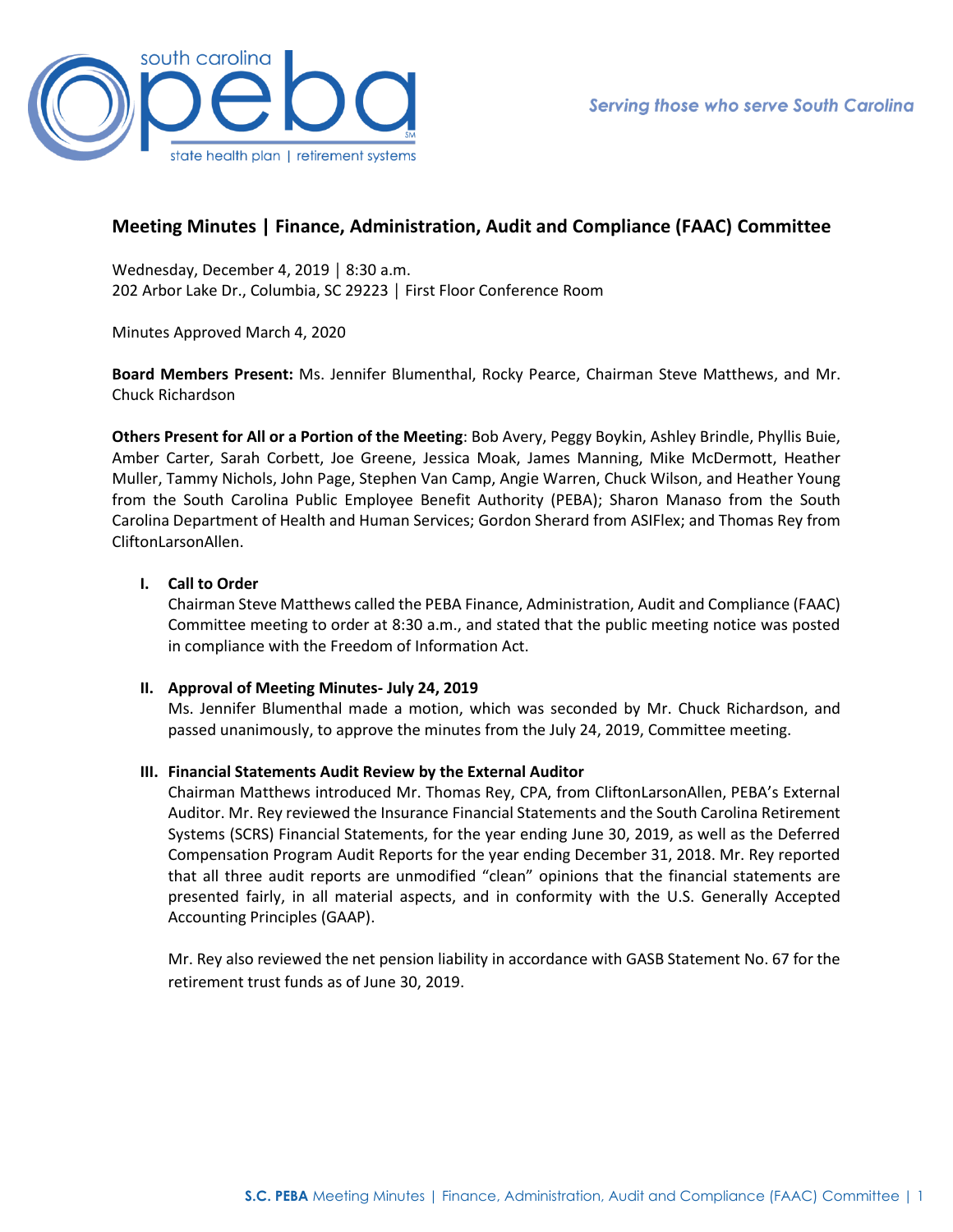# Meeting Minutes | Finance, Administration, Audit and Compliance (FAAC) Committee

Wednesday, December 4, 2019 | 8:30 a.m.
202 Arbor Lake Dr., Columbia, SC 29223 | First Floor Conference Room

Minutes Approved March 4, 2020

**Board Members Present:** Ms. Jennifer Blumenthal, Rocky Pearce, Chairman Steve Matthews, and Mr. Chuck Richardson

**Others Present for All or a Portion of the Meeting**: Bob Avery, Peggy Boykin, Ashley Brindle, Phyllis Buie, Amber Carter, Sarah Corbett, Joe Greene, Jessica Moak, James Manning, Mike McDermott, Heather Muller, Tammy Nichols, John Page, Stephen Van Camp, Angie Warren, Chuck Wilson, and Heather Young from the South Carolina Public Employee Benefit Authority (PEBA); Sharon Manaso from the South Carolina Department of Health and Human Services; Gordon Sherard from ASIFlex; and Thomas Rey from CliftonLarsonAllen.

## I. Call to Order

Chairman Steve Matthews called the PEBA Finance, Administration, Audit and Compliance (FAAC) Committee meeting to order at 8:30 a.m., and stated that the public meeting notice was posted in compliance with the Freedom of Information Act.

## II. Approval of Meeting Minutes- July 24, 2019

Ms. Jennifer Blumenthal made a motion, which was seconded by Mr. Chuck Richardson, and passed unanimously, to approve the minutes from the July 24, 2019, Committee meeting.

## III. Financial Statements Audit Review by the External Auditor

Chairman Matthews introduced Mr. Thomas Rey, CPA, from CliftonLarsonAllen, PEBA's External Auditor. Mr. Rey reviewed the Insurance Financial Statements and the South Carolina Retirement Systems (SCRS) Financial Statements, for the year ending June 30, 2019, as well as the Deferred Compensation Program Audit Reports for the year ending December 31, 2018. Mr. Rey reported that all three audit reports are unmodified "clean" opinions that the financial statements are presented fairly, in all material aspects, and in conformity with the U.S. Generally Accepted Accounting Principles (GAAP).

Mr. Rey also reviewed the net pension liability in accordance with GASB Statement No. 67 for the retirement trust funds as of June 30, 2019.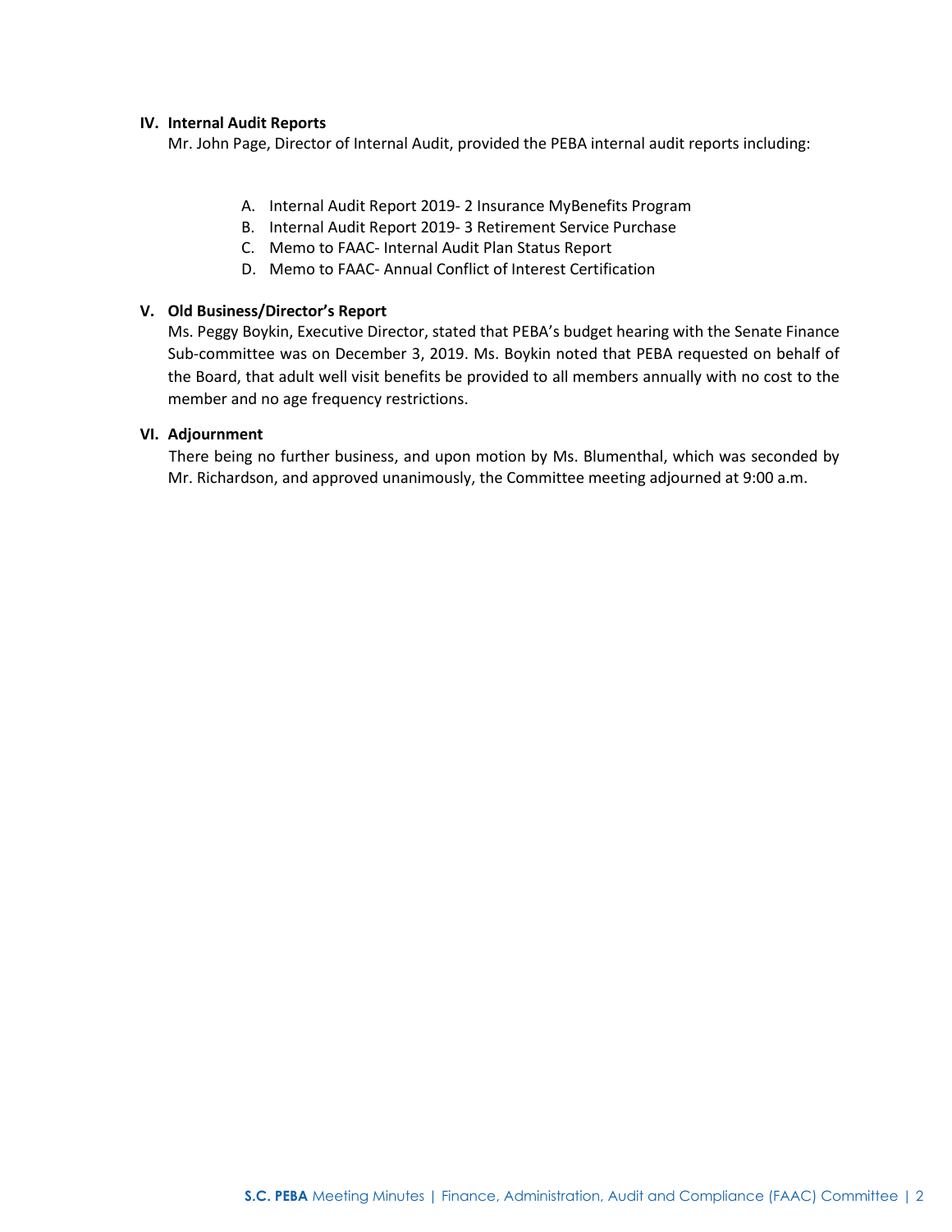## IV. Internal Audit Reports

Mr. John Page, Director of Internal Audit, provided the PEBA internal audit reports including:

A. Internal Audit Report 2019- 2 Insurance MyBenefits Program
B. Internal Audit Report 2019- 3 Retirement Service Purchase
C. Memo to FAAC- Internal Audit Plan Status Report
D. Memo to FAAC- Annual Conflict of Interest Certification

## V. Old Business/Director's Report

Ms. Peggy Boykin, Executive Director, stated that PEBA's budget hearing with the Senate Finance Sub-committee was on December 3, 2019. Ms. Boykin noted that PEBA requested on behalf of the Board, that adult well visit benefits be provided to all members annually with no cost to the member and no age frequency restrictions.

## VI. Adjournment

There being no further business, and upon motion by Ms. Blumenthal, which was seconded by Mr. Richardson, and approved unanimously, the Committee meeting adjourned at 9:00 a.m.